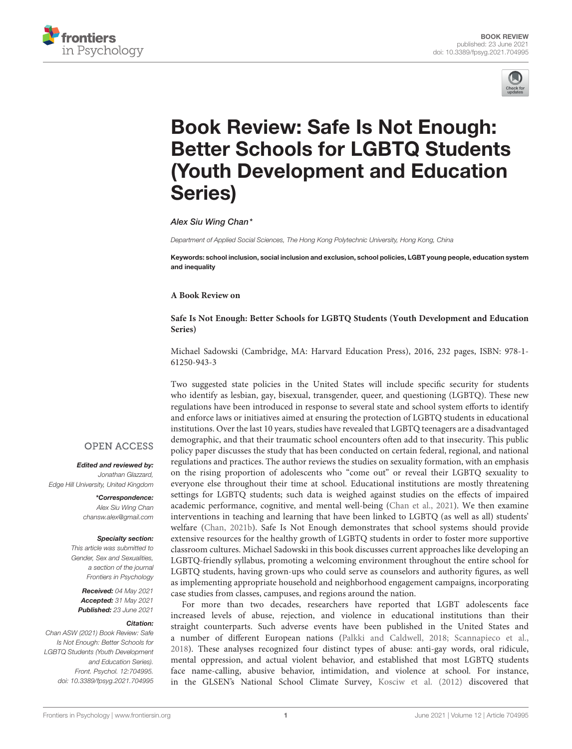BOOK REVIEW
published: 23 June 2021
doi: 10.3389/fpsyg.2021.704995

# Book Review: Safe Is Not Enough: Better Schools for LGBTQ Students (Youth Development and Education Series)

*Alex Siu Wing Chan\**

*Department of Applied Social Sciences, The Hong Kong Polytechnic University, Hong Kong, China*

**Keywords: school inclusion, social inclusion and exclusion, school policies, LGBT young people, education system and inequality**

**A Book Review on**

**Safe Is Not Enough: Better Schools for LGBTQ Students (Youth Development and Education Series)**

Michael Sadowski (Cambridge, MA: Harvard Education Press), 2016, 232 pages, ISBN: 978-1-61250-943-3

OPEN ACCESS

***Edited and reviewed by:***
*Jonathan Glazzard, Edge Hill University, United Kingdom*

***\*Correspondence:***
*Alex Siu Wing Chan*
*chansw.alex@gmail.com*

***Specialty section:***
*This article was submitted to Gender, Sex and Sexualities, a section of the journal Frontiers in Psychology*

***Received:*** *04 May 2021*
***Accepted:*** *31 May 2021*
***Published:*** *23 June 2021*

***Citation:***
*Chan ASW (2021) Book Review: Safe Is Not Enough: Better Schools for LGBTQ Students (Youth Development and Education Series). Front. Psychol. 12:704995. doi: 10.3389/fpsyg.2021.704995*

Two suggested state policies in the United States will include specific security for students who identify as lesbian, gay, bisexual, transgender, queer, and questioning (LGBTQ). These new regulations have been introduced in response to several state and school system efforts to identify and enforce laws or initiatives aimed at ensuring the protection of LGBTQ students in educational institutions. Over the last 10 years, studies have revealed that LGBTQ teenagers are a disadvantaged demographic, and that their traumatic school encounters often add to that insecurity. This public policy paper discusses the study that has been conducted on certain federal, regional, and national regulations and practices. The author reviews the studies on sexuality formation, with an emphasis on the rising proportion of adolescents who "come out" or reveal their LGBTQ sexuality to everyone else throughout their time at school. Educational institutions are mostly threatening settings for LGBTQ students; such data is weighed against studies on the effects of impaired academic performance, cognitive, and mental well-being (Chan et al., 2021). We then examine interventions in teaching and learning that have been linked to LGBTQ (as well as all) students' welfare (Chan, 2021b). Safe Is Not Enough demonstrates that school systems should provide extensive resources for the healthy growth of LGBTQ students in order to foster more supportive classroom cultures. Michael Sadowski in this book discusses current approaches like developing an LGBTQ-friendly syllabus, promoting a welcoming environment throughout the entire school for LGBTQ students, having grown-ups who could serve as counselors and authority figures, as well as implementing appropriate household and neighborhood engagement campaigns, incorporating case studies from classes, campuses, and regions around the nation.

For more than two decades, researchers have reported that LGBT adolescents face increased levels of abuse, rejection, and violence in educational institutions than their straight counterparts. Such adverse events have been published in the United States and a number of different European nations (Palkki and Caldwell, 2018; Scannapieco et al., 2018). These analyses recognized four distinct types of abuse: anti-gay words, oral ridicule, mental oppression, and actual violent behavior, and established that most LGBTQ students face name-calling, abusive behavior, intimidation, and violence at school. For instance, in the GLSEN's National School Climate Survey, Kosciw et al. (2012) discovered that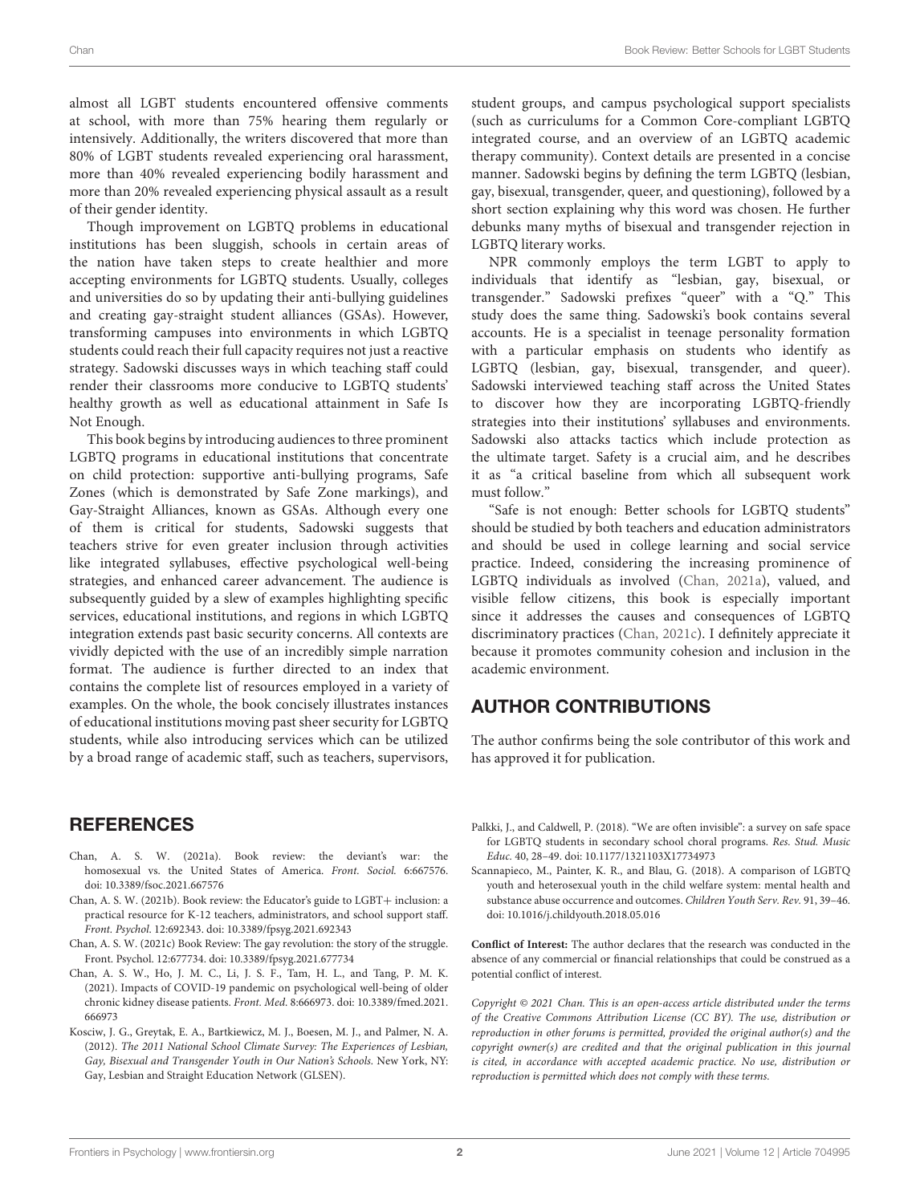almost all LGBT students encountered offensive comments at school, with more than 75% hearing them regularly or intensively. Additionally, the writers discovered that more than 80% of LGBT students revealed experiencing oral harassment, more than 40% revealed experiencing bodily harassment and more than 20% revealed experiencing physical assault as a result of their gender identity.

Though improvement on LGBTQ problems in educational institutions has been sluggish, schools in certain areas of the nation have taken steps to create healthier and more accepting environments for LGBTQ students. Usually, colleges and universities do so by updating their anti-bullying guidelines and creating gay-straight student alliances (GSAs). However, transforming campuses into environments in which LGBTQ students could reach their full capacity requires not just a reactive strategy. Sadowski discusses ways in which teaching staff could render their classrooms more conducive to LGBTQ students' healthy growth as well as educational attainment in Safe Is Not Enough.

This book begins by introducing audiences to three prominent LGBTQ programs in educational institutions that concentrate on child protection: supportive anti-bullying programs, Safe Zones (which is demonstrated by Safe Zone markings), and Gay-Straight Alliances, known as GSAs. Although every one of them is critical for students, Sadowski suggests that teachers strive for even greater inclusion through activities like integrated syllabuses, effective psychological well-being strategies, and enhanced career advancement. The audience is subsequently guided by a slew of examples highlighting specific services, educational institutions, and regions in which LGBTQ integration extends past basic security concerns. All contexts are vividly depicted with the use of an incredibly simple narration format. The audience is further directed to an index that contains the complete list of resources employed in a variety of examples. On the whole, the book concisely illustrates instances of educational institutions moving past sheer security for LGBTQ students, while also introducing services which can be utilized by a broad range of academic staff, such as teachers, supervisors, student groups, and campus psychological support specialists (such as curriculums for a Common Core-compliant LGBTQ integrated course, and an overview of an LGBTQ academic therapy community). Context details are presented in a concise manner. Sadowski begins by defining the term LGBTQ (lesbian, gay, bisexual, transgender, queer, and questioning), followed by a short section explaining why this word was chosen. He further debunks many myths of bisexual and transgender rejection in LGBTQ literary works.

NPR commonly employs the term LGBT to apply to individuals that identify as "lesbian, gay, bisexual, or transgender." Sadowski prefixes "queer" with a "Q." This study does the same thing. Sadowski's book contains several accounts. He is a specialist in teenage personality formation with a particular emphasis on students who identify as LGBTQ (lesbian, gay, bisexual, transgender, and queer). Sadowski interviewed teaching staff across the United States to discover how they are incorporating LGBTQ-friendly strategies into their institutions' syllabuses and environments. Sadowski also attacks tactics which include protection as the ultimate target. Safety is a crucial aim, and he describes it as "a critical baseline from which all subsequent work must follow."

"Safe is not enough: Better schools for LGBTQ students" should be studied by both teachers and education administrators and should be used in college learning and social service practice. Indeed, considering the increasing prominence of LGBTQ individuals as involved (Chan, 2021a), valued, and visible fellow citizens, this book is especially important since it addresses the causes and consequences of LGBTQ discriminatory practices (Chan, 2021c). I definitely appreciate it because it promotes community cohesion and inclusion in the academic environment.

## AUTHOR CONTRIBUTIONS

The author confirms being the sole contributor of this work and has approved it for publication.

## REFERENCES

Chan, A. S. W. (2021a). Book review: the deviant's war: the homosexual vs. the United States of America. *Front. Sociol.* 6:667576. doi: 10.3389/fsoc.2021.667576

Chan, A. S. W. (2021b). Book review: the Educator's guide to LGBT+ inclusion: a practical resource for K-12 teachers, administrators, and school support staff. *Front. Psychol.* 12:692343. doi: 10.3389/fpsyg.2021.692343

Chan, A. S. W. (2021c) Book Review: The gay revolution: the story of the struggle. Front. Psychol. 12:677734. doi: 10.3389/fpsyg.2021.677734

Chan, A. S. W., Ho, J. M. C., Li, J. S. F., Tam, H. L., and Tang, P. M. K. (2021). Impacts of COVID-19 pandemic on psychological well-being of older chronic kidney disease patients. *Front. Med*. 8:666973. doi: 10.3389/fmed.2021.666973

Kosciw, J. G., Greytak, E. A., Bartkiewicz, M. J., Boesen, M. J., and Palmer, N. A. (2012). *The 2011 National School Climate Survey: The Experiences of Lesbian, Gay, Bisexual and Transgender Youth in Our Nation's Schools.* New York, NY: Gay, Lesbian and Straight Education Network (GLSEN).

Palkki, J., and Caldwell, P. (2018). "We are often invisible": a survey on safe space for LGBTQ students in secondary school choral programs. *Res. Stud. Music Educ.* 40, 28–49. doi: 10.1177/1321103X17734973

Scannapieco, M., Painter, K. R., and Blau, G. (2018). A comparison of LGBTQ youth and heterosexual youth in the child welfare system: mental health and substance abuse occurrence and outcomes. *Children Youth Serv. Rev.* 91, 39–46. doi: 10.1016/j.childyouth.2018.05.016

**Conflict of Interest:** The author declares that the research was conducted in the absence of any commercial or financial relationships that could be construed as a potential conflict of interest.

*Copyright © 2021 Chan. This is an open-access article distributed under the terms of the Creative Commons Attribution License (CC BY). The use, distribution or reproduction in other forums is permitted, provided the original author(s) and the copyright owner(s) are credited and that the original publication in this journal is cited, in accordance with accepted academic practice. No use, distribution or reproduction is permitted which does not comply with these terms.*